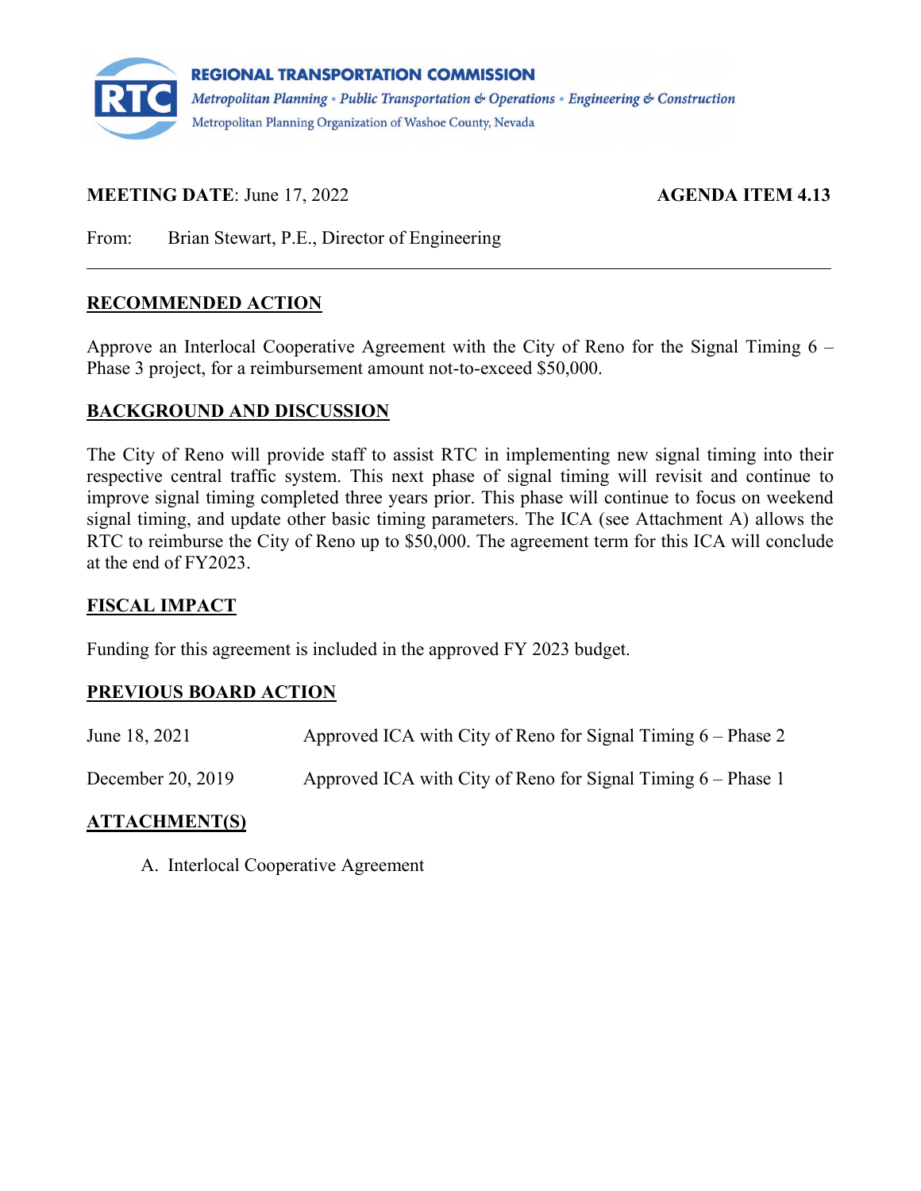**REGIONAL TRANSPORTATION COMMISSION**

*Metropolitan Planning • Public Transportation & Operations • Engineering & Construction*

Metropolitan Planning Organization of Washoe County, Nevada

**MEETING DATE**: June 17, 2022 **AGENDA ITEM 4.13**

From: Brian Stewart, P.E., Director of Engineering

---

## RECOMMENDED ACTION

Approve an Interlocal Cooperative Agreement with the City of Reno for the Signal Timing 6 – Phase 3 project, for a reimbursement amount not-to-exceed $50,000.

## BACKGROUND AND DISCUSSION

The City of Reno will provide staff to assist RTC in implementing new signal timing into their respective central traffic system. This next phase of signal timing will revisit and continue to improve signal timing completed three years prior. This phase will continue to focus on weekend signal timing, and update other basic timing parameters. The ICA (see Attachment A) allows the RTC to reimburse the City of Reno up to $50,000. The agreement term for this ICA will conclude at the end of FY2023.

## FISCAL IMPACT

Funding for this agreement is included in the approved FY 2023 budget.

## PREVIOUS BOARD ACTION

| | |
|---|---|
| June 18, 2021 | Approved ICA with City of Reno for Signal Timing 6 – Phase 2 |
| December 20, 2019 | Approved ICA with City of Reno for Signal Timing 6 – Phase 1 |

## ATTACHMENT(S)

A. Interlocal Cooperative Agreement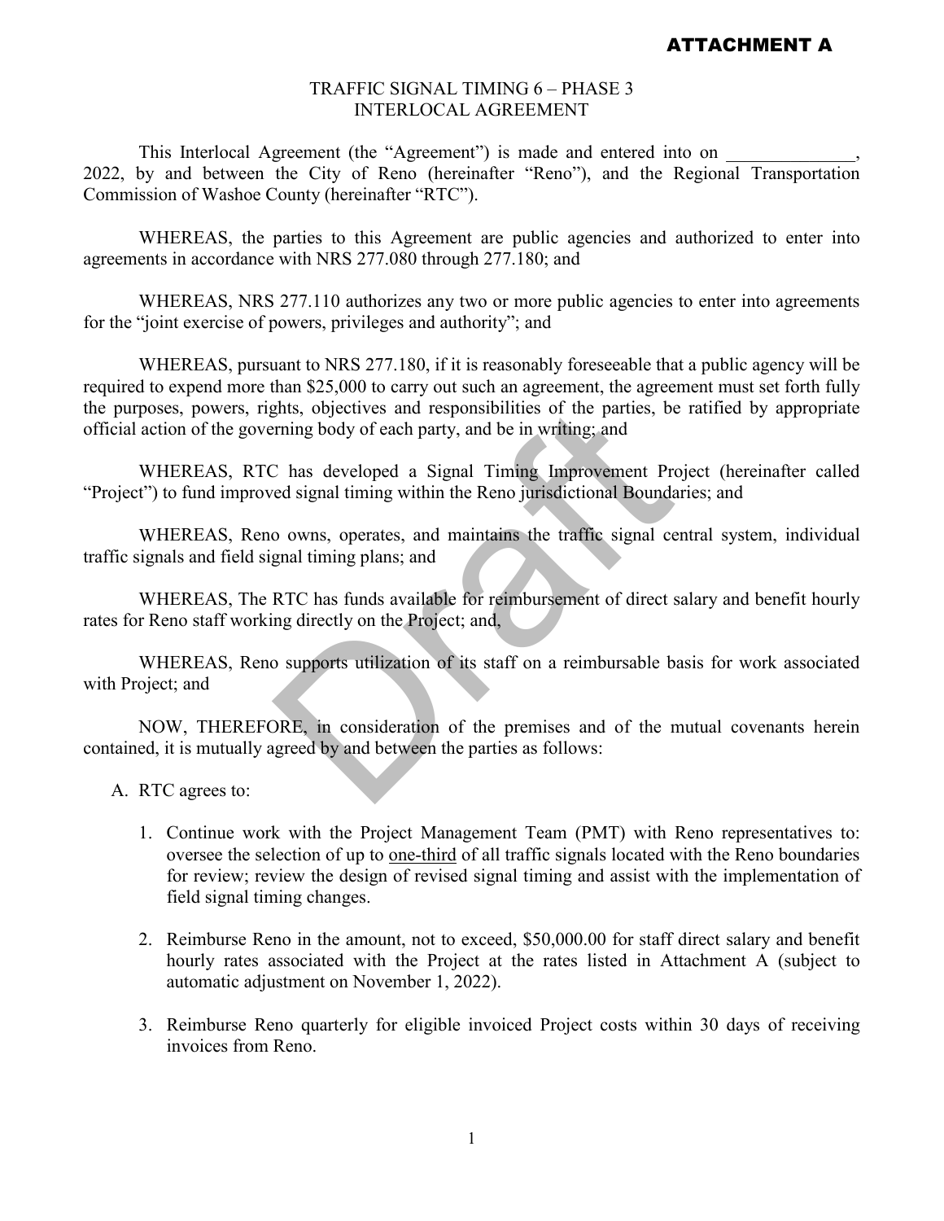ATTACHMENT A

TRAFFIC SIGNAL TIMING 6 – PHASE 3
INTERLOCAL AGREEMENT

This Interlocal Agreement (the "Agreement") is made and entered into on ______________, 2022, by and between the City of Reno (hereinafter "Reno"), and the Regional Transportation Commission of Washoe County (hereinafter "RTC").

WHEREAS, the parties to this Agreement are public agencies and authorized to enter into agreements in accordance with NRS 277.080 through 277.180; and

WHEREAS, NRS 277.110 authorizes any two or more public agencies to enter into agreements for the "joint exercise of powers, privileges and authority"; and

WHEREAS, pursuant to NRS 277.180, if it is reasonably foreseeable that a public agency will be required to expend more than $25,000 to carry out such an agreement, the agreement must set forth fully the purposes, powers, rights, objectives and responsibilities of the parties, be ratified by appropriate official action of the governing body of each party, and be in writing; and

WHEREAS, RTC has developed a Signal Timing Improvement Project (hereinafter called "Project") to fund improved signal timing within the Reno jurisdictional Boundaries; and

WHEREAS, Reno owns, operates, and maintains the traffic signal central system, individual traffic signals and field signal timing plans; and

WHEREAS, The RTC has funds available for reimbursement of direct salary and benefit hourly rates for Reno staff working directly on the Project; and,

WHEREAS, Reno supports utilization of its staff on a reimbursable basis for work associated with Project; and

NOW, THEREFORE, in consideration of the premises and of the mutual covenants herein contained, it is mutually agreed by and between the parties as follows:

A. RTC agrees to:

1. Continue work with the Project Management Team (PMT) with Reno representatives to: oversee the selection of up to <u>one-third</u> of all traffic signals located with the Reno boundaries for review; review the design of revised signal timing and assist with the implementation of field signal timing changes.

2. Reimburse Reno in the amount, not to exceed, $50,000.00 for staff direct salary and benefit hourly rates associated with the Project at the rates listed in Attachment A (subject to automatic adjustment on November 1, 2022).

3. Reimburse Reno quarterly for eligible invoiced Project costs within 30 days of receiving invoices from Reno.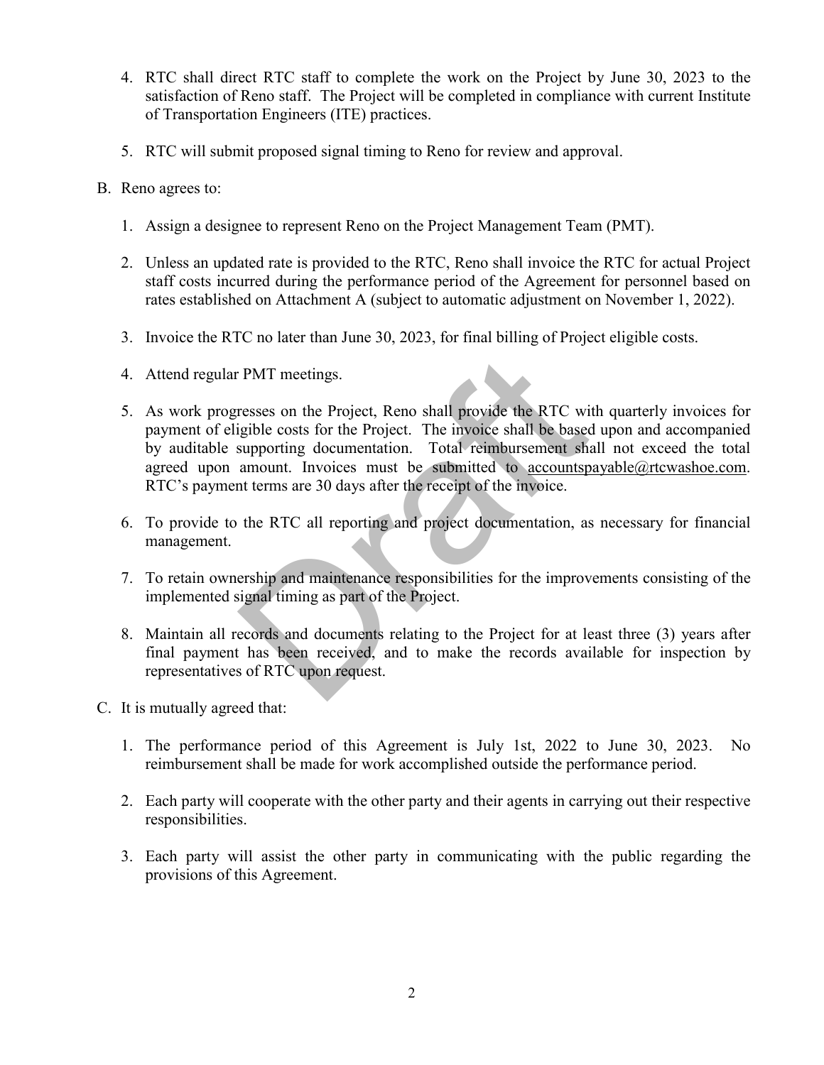4. RTC shall direct RTC staff to complete the work on the Project by June 30, 2023 to the satisfaction of Reno staff. The Project will be completed in compliance with current Institute of Transportation Engineers (ITE) practices.

5. RTC will submit proposed signal timing to Reno for review and approval.

B. Reno agrees to:

1. Assign a designee to represent Reno on the Project Management Team (PMT).

2. Unless an updated rate is provided to the RTC, Reno shall invoice the RTC for actual Project staff costs incurred during the performance period of the Agreement for personnel based on rates established on Attachment A (subject to automatic adjustment on November 1, 2022).

3. Invoice the RTC no later than June 30, 2023, for final billing of Project eligible costs.

4. Attend regular PMT meetings.

5. As work progresses on the Project, Reno shall provide the RTC with quarterly invoices for payment of eligible costs for the Project. The invoice shall be based upon and accompanied by auditable supporting documentation. Total reimbursement shall not exceed the total agreed upon amount. Invoices must be submitted to accountspayable@rtcwashoe.com. RTC's payment terms are 30 days after the receipt of the invoice.

6. To provide to the RTC all reporting and project documentation, as necessary for financial management.

7. To retain ownership and maintenance responsibilities for the improvements consisting of the implemented signal timing as part of the Project.

8. Maintain all records and documents relating to the Project for at least three (3) years after final payment has been received, and to make the records available for inspection by representatives of RTC upon request.

C. It is mutually agreed that:

1. The performance period of this Agreement is July 1st, 2022 to June 30, 2023. No reimbursement shall be made for work accomplished outside the performance period.

2. Each party will cooperate with the other party and their agents in carrying out their respective responsibilities.

3. Each party will assist the other party in communicating with the public regarding the provisions of this Agreement.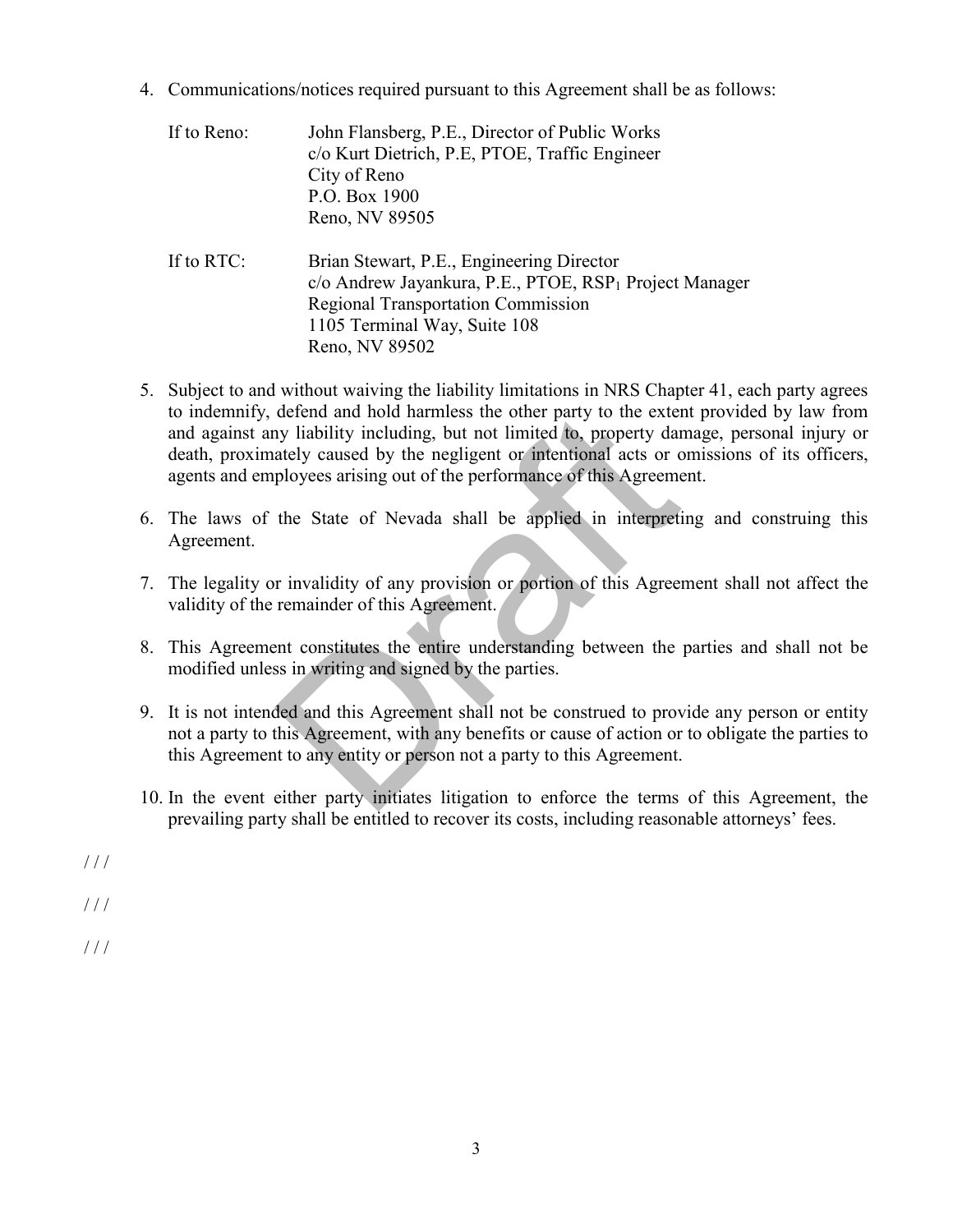4. Communications/notices required pursuant to this Agreement shall be as follows:

   If to Reno: John Flansberg, P.E., Director of Public Works
   c/o Kurt Dietrich, P.E, PTOE, Traffic Engineer
   City of Reno
   P.O. Box 1900
   Reno, NV 89505

   If to RTC: Brian Stewart, P.E., Engineering Director
   c/o Andrew Jayankura, P.E., PTOE, $RSP_1$ Project Manager
   Regional Transportation Commission
   1105 Terminal Way, Suite 108
   Reno, NV 89502

5. Subject to and without waiving the liability limitations in NRS Chapter 41, each party agrees to indemnify, defend and hold harmless the other party to the extent provided by law from and against any liability including, but not limited to, property damage, personal injury or death, proximately caused by the negligent or intentional acts or omissions of its officers, agents and employees arising out of the performance of this Agreement.

6. The laws of the State of Nevada shall be applied in interpreting and construing this Agreement.

7. The legality or invalidity of any provision or portion of this Agreement shall not affect the validity of the remainder of this Agreement.

8. This Agreement constitutes the entire understanding between the parties and shall not be modified unless in writing and signed by the parties.

9. It is not intended and this Agreement shall not be construed to provide any person or entity not a party to this Agreement, with any benefits or cause of action or to obligate the parties to this Agreement to any entity or person not a party to this Agreement.

10. In the event either party initiates litigation to enforce the terms of this Agreement, the prevailing party shall be entitled to recover its costs, including reasonable attorneys' fees.

/ / /

/ / /

/ / /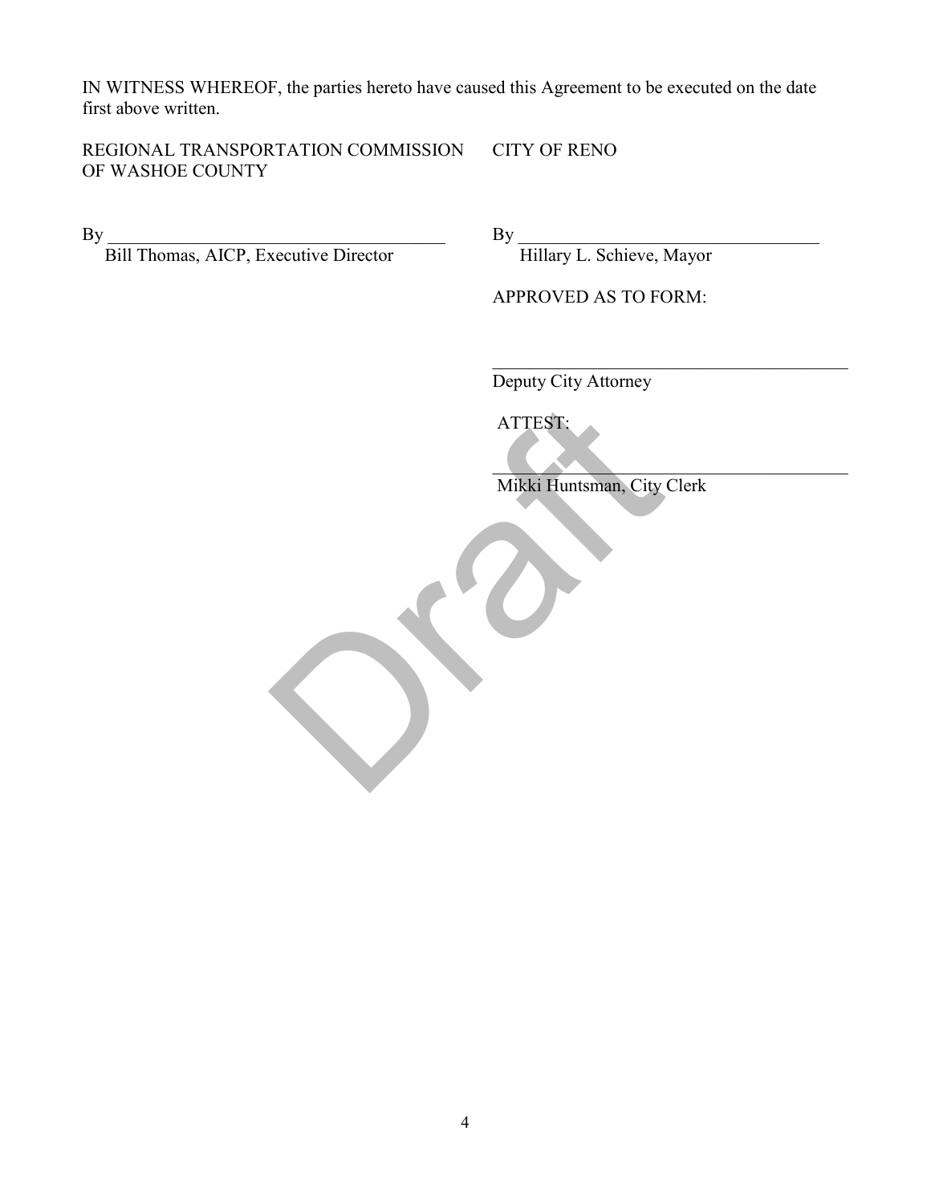IN WITNESS WHEREOF, the parties hereto have caused this Agreement to be executed on the date first above written.

REGIONAL TRANSPORTATION COMMISSION OF WASHOE COUNTY

By ________________________________________
Bill Thomas, AICP, Executive Director

CITY OF RENO

By ____________________________________
Hillary L. Schieve, Mayor

APPROVED AS TO FORM:

_________________________________________
Deputy City Attorney

ATTEST:

_________________________________________
Mikki Huntsman, City Clerk

Draft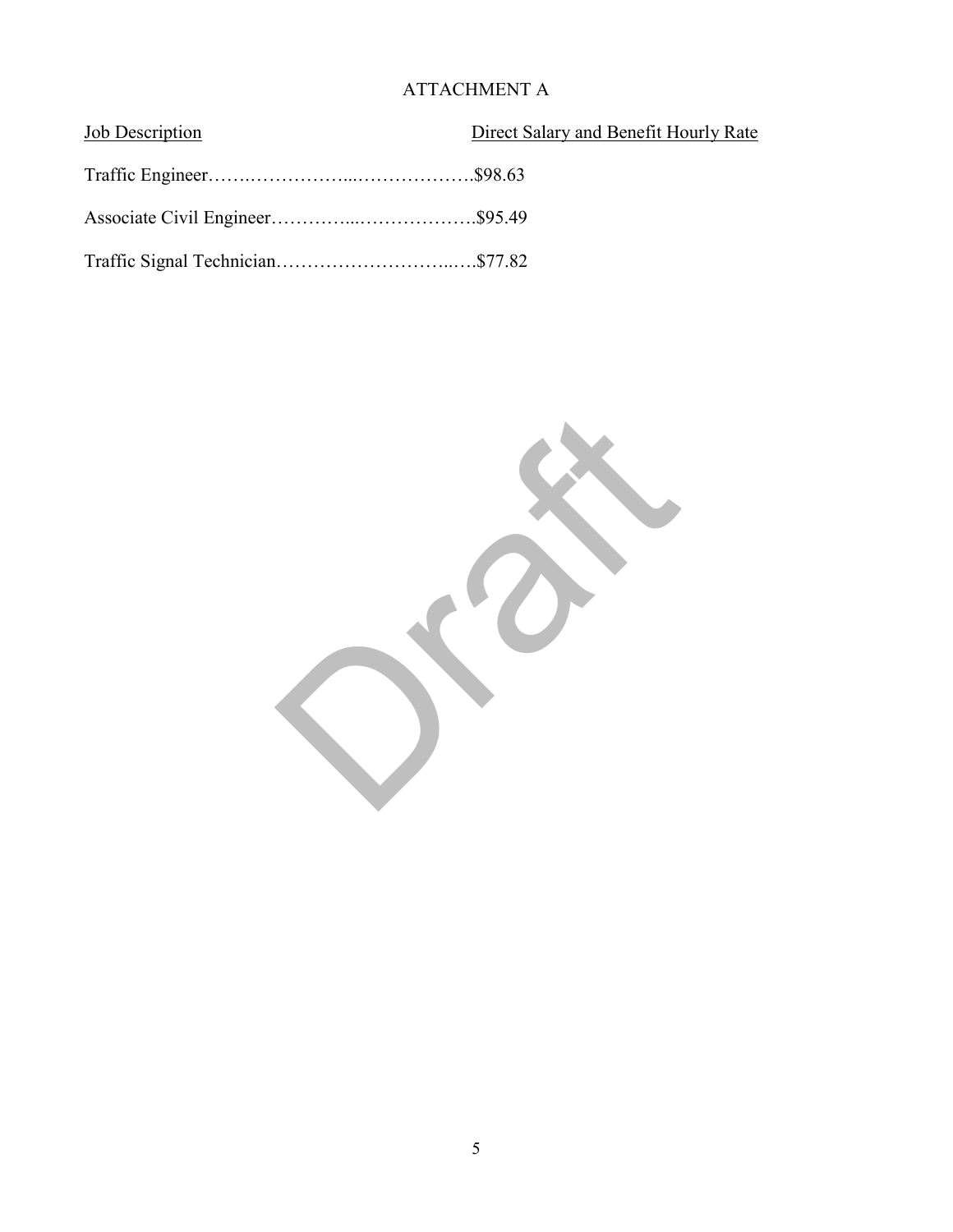# ATTACHMENT A

| Job Description | Direct Salary and Benefit Hourly Rate |
| --- | --- |
| Traffic Engineer | $98.63 |
| Associate Civil Engineer | $95.49 |
| Traffic Signal Technician | $77.82 |

Draft